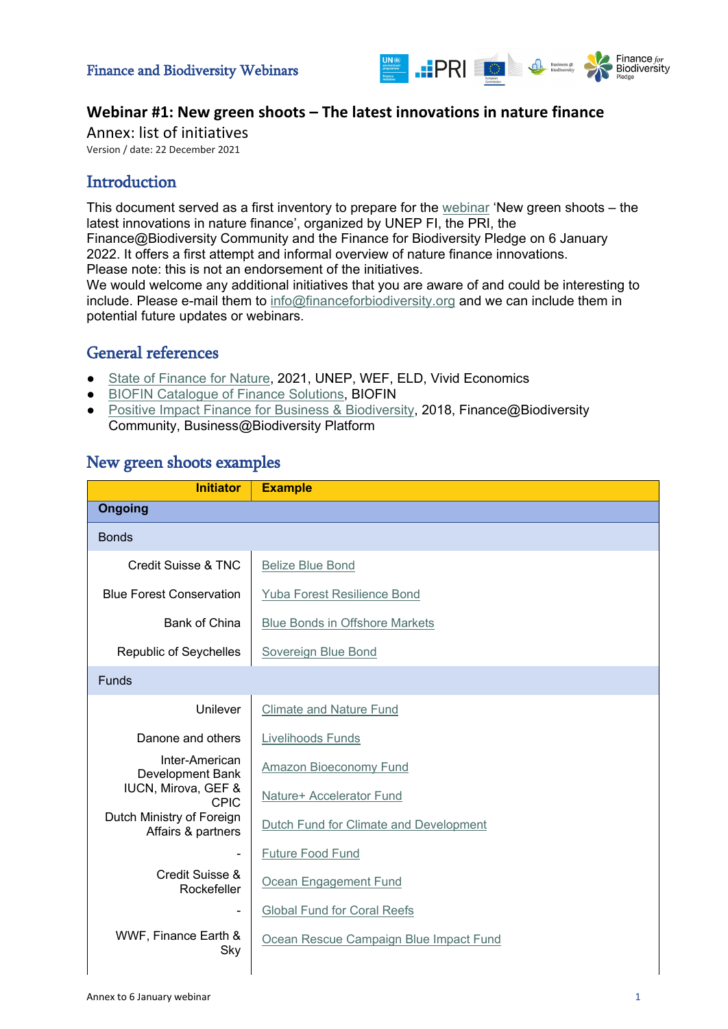Finance and Biodiversity Webinars

# Webinar #1: New green shoots – The latest innovations in nature finance

Annex: list of initiatives

Version / date: 22 December 2021

## Introduction

This document served as a first inventory to prepare for the webinar 'New green shoots – the latest innovations in nature finance', organized by UNEP FI, the PRI, the Finance@Biodiversity Community and the Finance for Biodiversity Pledge on 6 January 2022. It offers a first attempt and informal overview of nature finance innovations.
Please note: this is not an endorsement of the initiatives.
We would welcome any additional initiatives that you are aware of and could be interesting to include. Please e-mail them to info@financeforbiodiversity.org and we can include them in potential future updates or webinars.

## General references

- State of Finance for Nature, 2021, UNEP, WEF, ELD, Vivid Economics
- BIOFIN Catalogue of Finance Solutions, BIOFIN
- Positive Impact Finance for Business & Biodiversity, 2018, Finance@Biodiversity Community, Business@Biodiversity Platform

## New green shoots examples

| Initiator | Example |
|---|---|
| **Ongoing** | |
| Bonds | |
| Credit Suisse & TNC | Belize Blue Bond |
| Blue Forest Conservation | Yuba Forest Resilience Bond |
| Bank of China | Blue Bonds in Offshore Markets |
| Republic of Seychelles | Sovereign Blue Bond |
| Funds | |
| Unilever | Climate and Nature Fund |
| Danone and others | Livelihoods Funds |
| Inter-American Development Bank | Amazon Bioeconomy Fund |
| IUCN, Mirova, GEF & CPIC | Nature+ Accelerator Fund |
| Dutch Ministry of Foreign Affairs & partners | Dutch Fund for Climate and Development |
| - | Future Food Fund |
| Credit Suisse & Rockefeller | Ocean Engagement Fund |
| - | Global Fund for Coral Reefs |
| WWF, Finance Earth & Sky | Ocean Rescue Campaign Blue Impact Fund |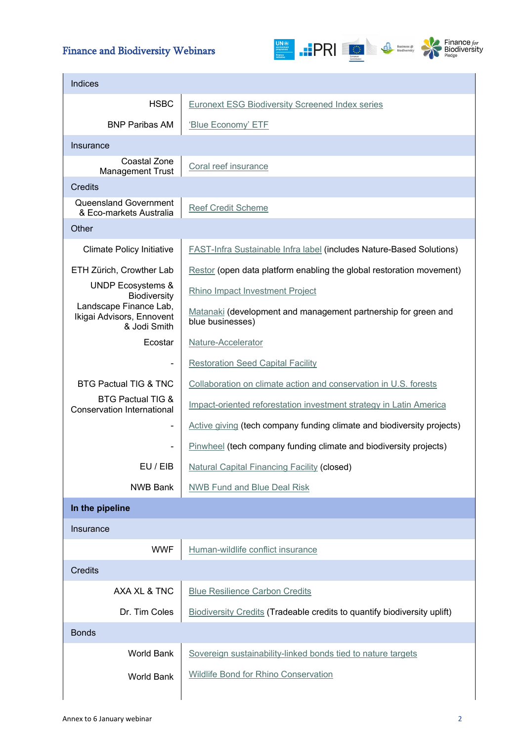| | |
|---|---|
| **Indices** | |
| HSBC | Euronext ESG Biodiversity Screened Index series |
| BNP Paribas AM | 'Blue Economy' ETF |
| **Insurance** | |
| Coastal Zone Management Trust | Coral reef insurance |
| **Credits** | |
| Queensland Government & Eco-markets Australia | Reef Credit Scheme |
| **Other** | |
| Climate Policy Initiative | FAST-Infra Sustainable Infra label (includes Nature-Based Solutions) |
| ETH Zürich, Crowther Lab | Restor (open data platform enabling the global restoration movement) |
| UNDP Ecosystems & Biodiversity | Rhino Impact Investment Project |
| Landscape Finance Lab, Ikigai Advisors, Ennovent & Jodi Smith | Matanaki (development and management partnership for green and blue businesses) |
| Ecostar | Nature-Accelerator |
| - | Restoration Seed Capital Facility |
| BTG Pactual TIG & TNC | Collaboration on climate action and conservation in U.S. forests |
| BTG Pactual TIG & Conservation International | Impact-oriented reforestation investment strategy in Latin America |
| - | Active giving (tech company funding climate and biodiversity projects) |
| - | Pinwheel (tech company funding climate and biodiversity projects) |
| EU / EIB | Natural Capital Financing Facility (closed) |
| NWB Bank | NWB Fund and Blue Deal Risk |
| **In the pipeline** | |
| **Insurance** | |
| WWF | Human-wildlife conflict insurance |
| **Credits** | |
| AXA XL & TNC | Blue Resilience Carbon Credits |
| Dr. Tim Coles | Biodiversity Credits (Tradeable credits to quantify biodiversity uplift) |
| **Bonds** | |
| World Bank | Sovereign sustainability-linked bonds tied to nature targets |
| World Bank | Wildlife Bond for Rhino Conservation |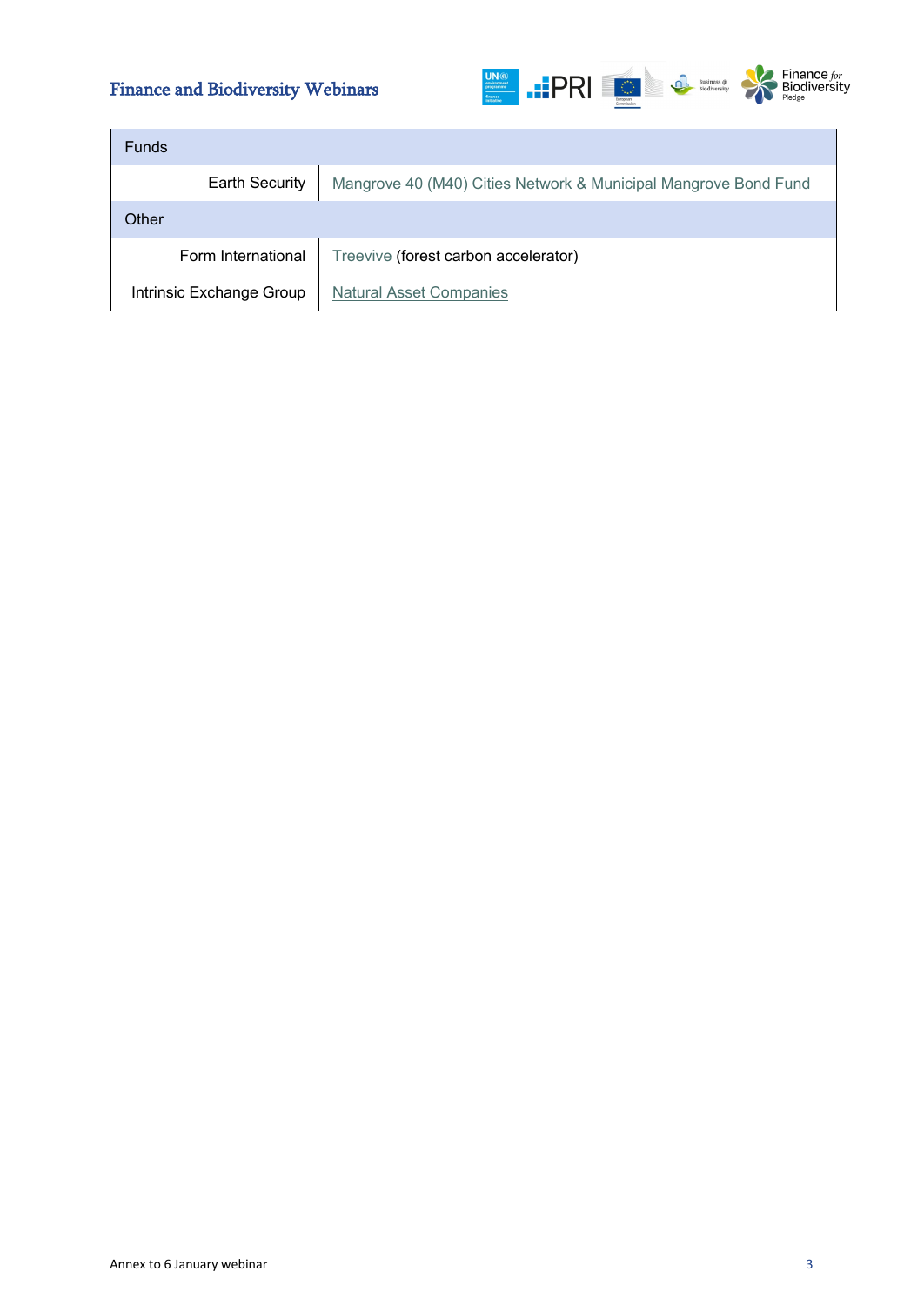| | |
|---|---|
| Funds | |
| Earth Security | Mangrove 40 (M40) Cities Network & Municipal Mangrove Bond Fund |
| Other | |
| Form International | Treevive (forest carbon accelerator) |
| Intrinsic Exchange Group | Natural Asset Companies |